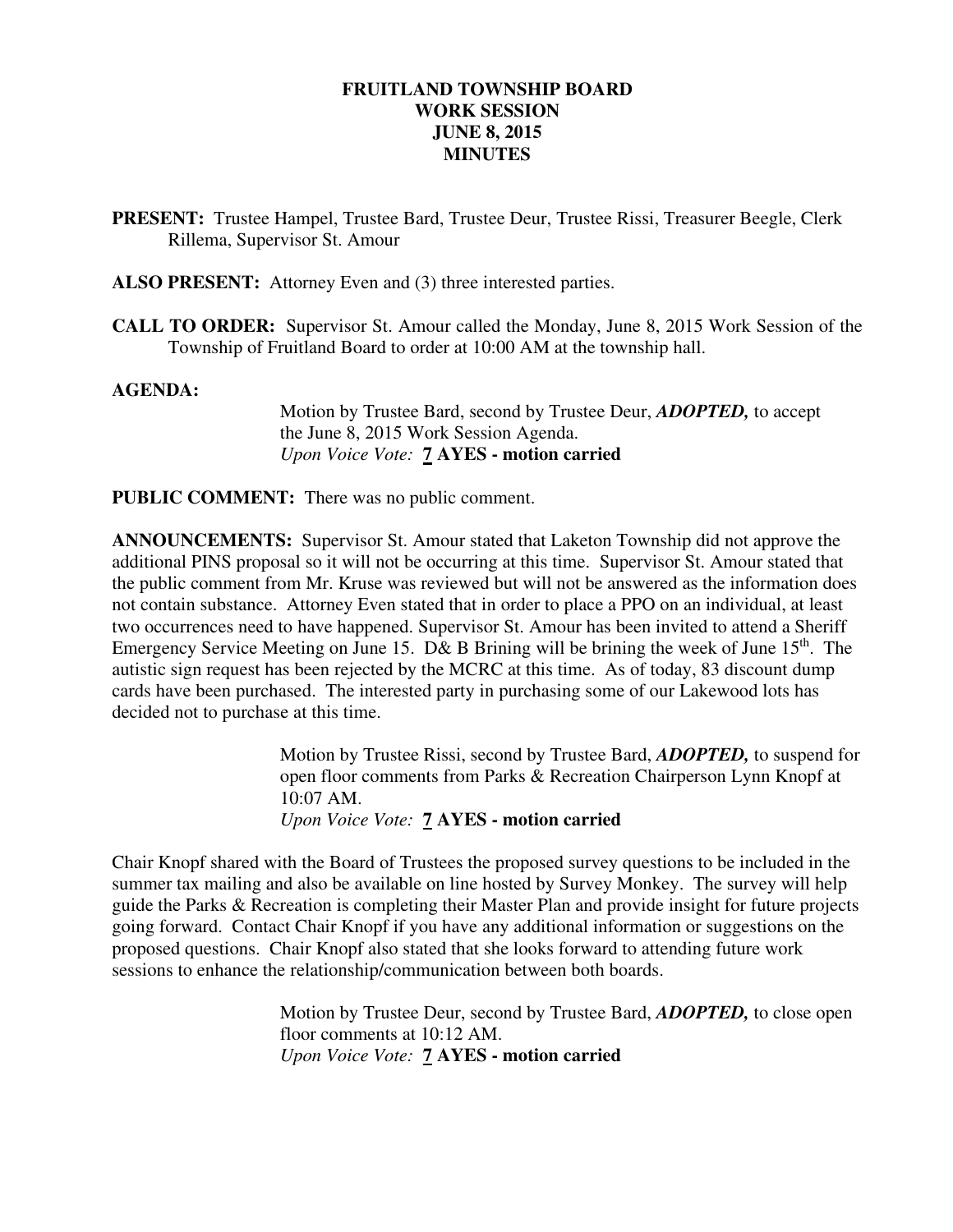# FRUITLAND TOWNSHIP BOARD
# WORK SESSION
# JUNE 8, 2015
# MINUTES

**PRESENT:** Trustee Hampel, Trustee Bard, Trustee Deur, Trustee Rissi, Treasurer Beegle, Clerk Rillema, Supervisor St. Amour

**ALSO PRESENT:** Attorney Even and (3) three interested parties.

**CALL TO ORDER:** Supervisor St. Amour called the Monday, June 8, 2015 Work Session of the Township of Fruitland Board to order at 10:00 AM at the township hall.

**AGENDA:**

> Motion by Trustee Bard, second by Trustee Deur, ***ADOPTED,*** to accept the June 8, 2015 Work Session Agenda.
> *Upon Voice Vote:* **7 AYES - motion carried**

**PUBLIC COMMENT:** There was no public comment.

**ANNOUNCEMENTS:** Supervisor St. Amour stated that Laketon Township did not approve the additional PINS proposal so it will not be occurring at this time. Supervisor St. Amour stated that the public comment from Mr. Kruse was reviewed but will not be answered as the information does not contain substance. Attorney Even stated that in order to place a PPO on an individual, at least two occurrences need to have happened. Supervisor St. Amour has been invited to attend a Sheriff Emergency Service Meeting on June 15. D& B Brining will be brining the week of June 15th. The autistic sign request has been rejected by the MCRC at this time. As of today, 83 discount dump cards have been purchased. The interested party in purchasing some of our Lakewood lots has decided not to purchase at this time.

> Motion by Trustee Rissi, second by Trustee Bard, ***ADOPTED,*** to suspend for open floor comments from Parks & Recreation Chairperson Lynn Knopf at 10:07 AM.
> *Upon Voice Vote:* **7 AYES - motion carried**

Chair Knopf shared with the Board of Trustees the proposed survey questions to be included in the summer tax mailing and also be available on line hosted by Survey Monkey. The survey will help guide the Parks & Recreation is completing their Master Plan and provide insight for future projects going forward. Contact Chair Knopf if you have any additional information or suggestions on the proposed questions. Chair Knopf also stated that she looks forward to attending future work sessions to enhance the relationship/communication between both boards.

> Motion by Trustee Deur, second by Trustee Bard, ***ADOPTED,*** to close open floor comments at 10:12 AM.
> *Upon Voice Vote:* **7 AYES - motion carried**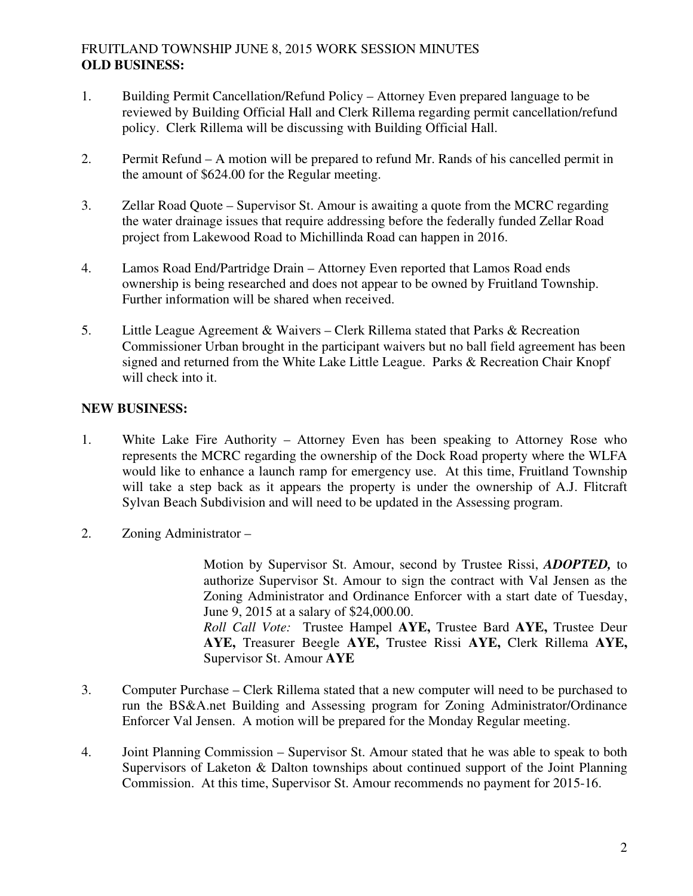FRUITLAND TOWNSHIP JUNE 8, 2015 WORK SESSION MINUTES

**OLD BUSINESS:**

1. Building Permit Cancellation/Refund Policy – Attorney Even prepared language to be reviewed by Building Official Hall and Clerk Rillema regarding permit cancellation/refund policy. Clerk Rillema will be discussing with Building Official Hall.

2. Permit Refund – A motion will be prepared to refund Mr. Rands of his cancelled permit in the amount of $624.00 for the Regular meeting.

3. Zellar Road Quote – Supervisor St. Amour is awaiting a quote from the MCRC regarding the water drainage issues that require addressing before the federally funded Zellar Road project from Lakewood Road to Michillinda Road can happen in 2016.

4. Lamos Road End/Partridge Drain – Attorney Even reported that Lamos Road ends ownership is being researched and does not appear to be owned by Fruitland Township. Further information will be shared when received.

5. Little League Agreement & Waivers – Clerk Rillema stated that Parks & Recreation Commissioner Urban brought in the participant waivers but no ball field agreement has been signed and returned from the White Lake Little League. Parks & Recreation Chair Knopf will check into it.

**NEW BUSINESS:**

1. White Lake Fire Authority – Attorney Even has been speaking to Attorney Rose who represents the MCRC regarding the ownership of the Dock Road property where the WLFA would like to enhance a launch ramp for emergency use. At this time, Fruitland Township will take a step back as it appears the property is under the ownership of A.J. Flitcraft Sylvan Beach Subdivision and will need to be updated in the Assessing program.

2. Zoning Administrator –

   Motion by Supervisor St. Amour, second by Trustee Rissi, ***ADOPTED,*** to authorize Supervisor St. Amour to sign the contract with Val Jensen as the Zoning Administrator and Ordinance Enforcer with a start date of Tuesday, June 9, 2015 at a salary of $24,000.00.
   *Roll Call Vote:* Trustee Hampel **AYE,** Trustee Bard **AYE,** Trustee Deur **AYE,** Treasurer Beegle **AYE,** Trustee Rissi **AYE,** Clerk Rillema **AYE,** Supervisor St. Amour **AYE**

3. Computer Purchase – Clerk Rillema stated that a new computer will need to be purchased to run the BS&A.net Building and Assessing program for Zoning Administrator/Ordinance Enforcer Val Jensen. A motion will be prepared for the Monday Regular meeting.

4. Joint Planning Commission – Supervisor St. Amour stated that he was able to speak to both Supervisors of Laketon & Dalton townships about continued support of the Joint Planning Commission. At this time, Supervisor St. Amour recommends no payment for 2015-16.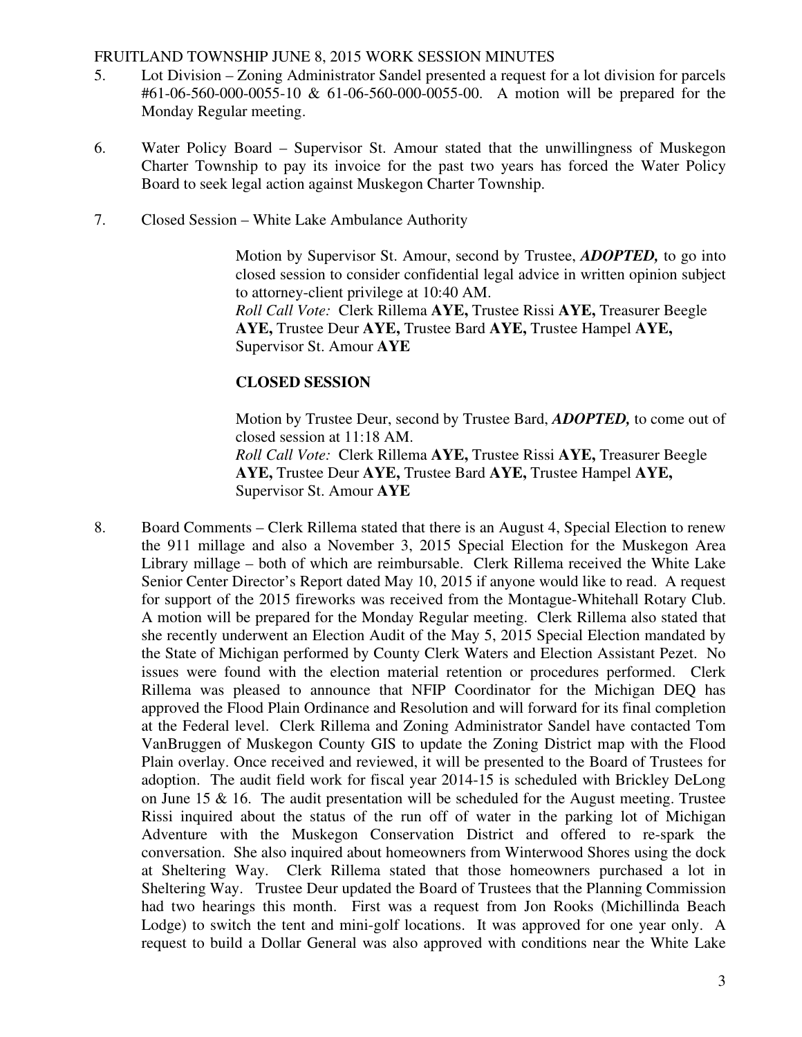5. Lot Division – Zoning Administrator Sandel presented a request for a lot division for parcels #61-06-560-000-0055-10 & 61-06-560-000-0055-00. A motion will be prepared for the Monday Regular meeting.

6. Water Policy Board – Supervisor St. Amour stated that the unwillingness of Muskegon Charter Township to pay its invoice for the past two years has forced the Water Policy Board to seek legal action against Muskegon Charter Township.

7. Closed Session – White Lake Ambulance Authority

   Motion by Supervisor St. Amour, second by Trustee, ***ADOPTED,*** to go into closed session to consider confidential legal advice in written opinion subject to attorney-client privilege at 10:40 AM.
   *Roll Call Vote:* Clerk Rillema **AYE,** Trustee Rissi **AYE,** Treasurer Beegle **AYE,** Trustee Deur **AYE,** Trustee Bard **AYE,** Trustee Hampel **AYE,** Supervisor St. Amour **AYE**

   **CLOSED SESSION**

   Motion by Trustee Deur, second by Trustee Bard, ***ADOPTED,*** to come out of closed session at 11:18 AM.
   *Roll Call Vote:* Clerk Rillema **AYE,** Trustee Rissi **AYE,** Treasurer Beegle **AYE,** Trustee Deur **AYE,** Trustee Bard **AYE,** Trustee Hampel **AYE,** Supervisor St. Amour **AYE**

8. Board Comments – Clerk Rillema stated that there is an August 4, Special Election to renew the 911 millage and also a November 3, 2015 Special Election for the Muskegon Area Library millage – both of which are reimbursable. Clerk Rillema received the White Lake Senior Center Director's Report dated May 10, 2015 if anyone would like to read. A request for support of the 2015 fireworks was received from the Montague-Whitehall Rotary Club. A motion will be prepared for the Monday Regular meeting. Clerk Rillema also stated that she recently underwent an Election Audit of the May 5, 2015 Special Election mandated by the State of Michigan performed by County Clerk Waters and Election Assistant Pezet. No issues were found with the election material retention or procedures performed. Clerk Rillema was pleased to announce that NFIP Coordinator for the Michigan DEQ has approved the Flood Plain Ordinance and Resolution and will forward for its final completion at the Federal level. Clerk Rillema and Zoning Administrator Sandel have contacted Tom VanBruggen of Muskegon County GIS to update the Zoning District map with the Flood Plain overlay. Once received and reviewed, it will be presented to the Board of Trustees for adoption. The audit field work for fiscal year 2014-15 is scheduled with Brickley DeLong on June 15 & 16. The audit presentation will be scheduled for the August meeting. Trustee Rissi inquired about the status of the run off of water in the parking lot of Michigan Adventure with the Muskegon Conservation District and offered to re-spark the conversation. She also inquired about homeowners from Winterwood Shores using the dock at Sheltering Way. Clerk Rillema stated that those homeowners purchased a lot in Sheltering Way. Trustee Deur updated the Board of Trustees that the Planning Commission had two hearings this month. First was a request from Jon Rooks (Michillinda Beach Lodge) to switch the tent and mini-golf locations. It was approved for one year only. A request to build a Dollar General was also approved with conditions near the White Lake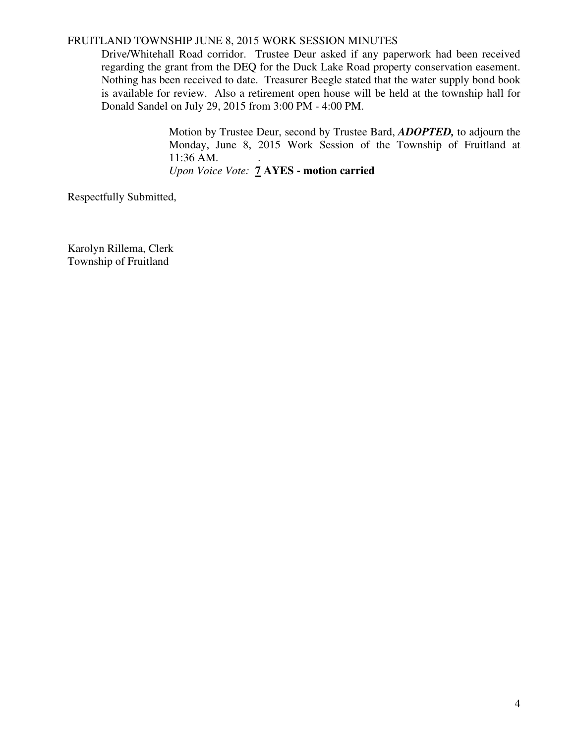Drive/Whitehall Road corridor. Trustee Deur asked if any paperwork had been received regarding the grant from the DEQ for the Duck Lake Road property conservation easement. Nothing has been received to date. Treasurer Beegle stated that the water supply bond book is available for review. Also a retirement open house will be held at the township hall for Donald Sandel on July 29, 2015 from 3:00 PM - 4:00 PM.

> Motion by Trustee Deur, second by Trustee Bard, ***ADOPTED,*** to adjourn the Monday, June 8, 2015 Work Session of the Township of Fruitland at 11:36 AM.
> *Upon Voice Vote:* **7 AYES - motion carried**

Respectfully Submitted,

Karolyn Rillema, Clerk
Township of Fruitland